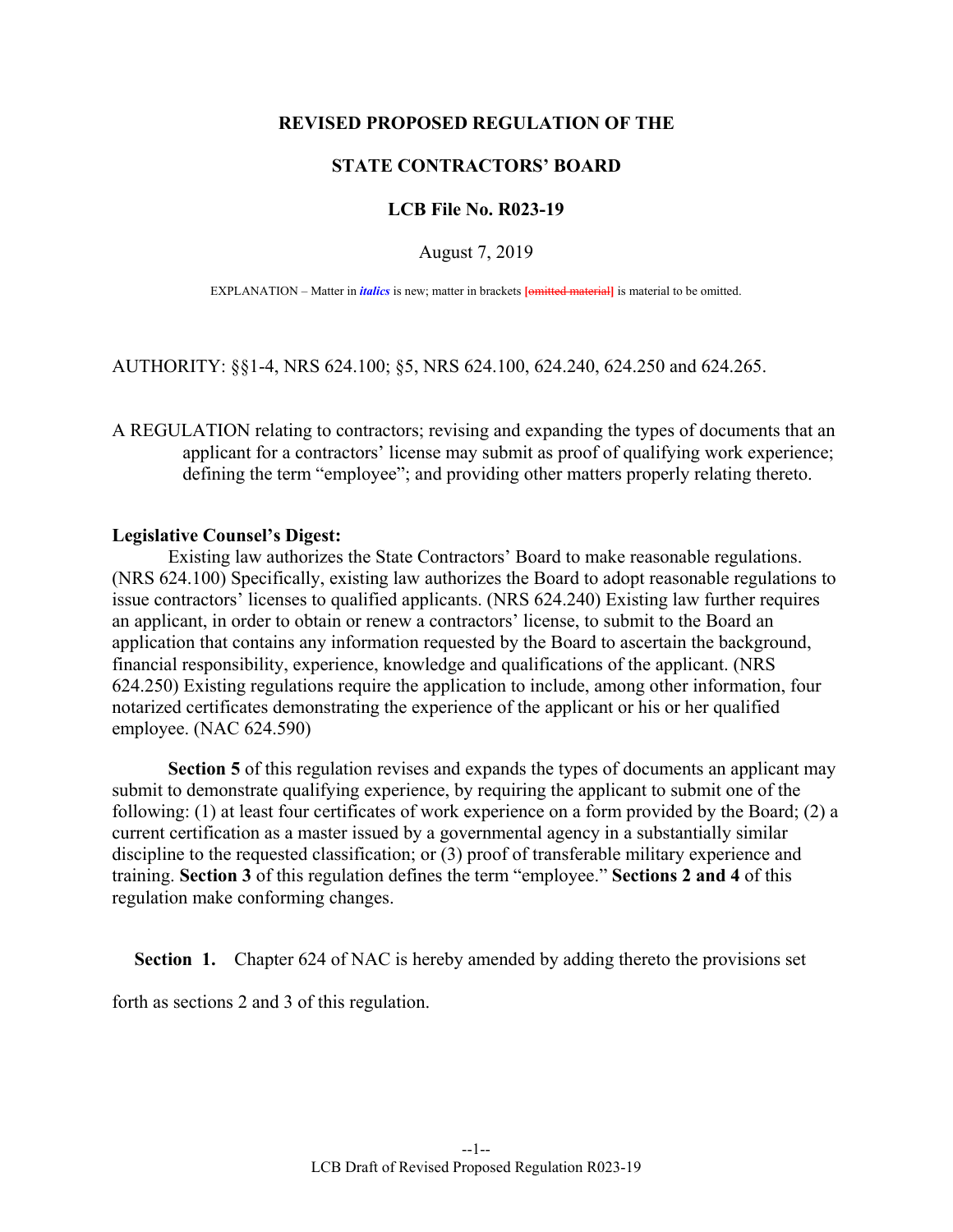**REVISED PROPOSED REGULATION OF THE**

**STATE CONTRACTORS' BOARD**

**LCB File No. R023-19**

August 7, 2019

EXPLANATION – Matter in *italics* is new; matter in brackets [omitted material] is material to be omitted.

AUTHORITY: §§1-4, NRS 624.100; §5, NRS 624.100, 624.240, 624.250 and 624.265.

A REGULATION relating to contractors; revising and expanding the types of documents that an applicant for a contractors' license may submit as proof of qualifying work experience; defining the term "employee"; and providing other matters properly relating thereto.

**Legislative Counsel's Digest:**

Existing law authorizes the State Contractors' Board to make reasonable regulations. (NRS 624.100) Specifically, existing law authorizes the Board to adopt reasonable regulations to issue contractors' licenses to qualified applicants. (NRS 624.240) Existing law further requires an applicant, in order to obtain or renew a contractors' license, to submit to the Board an application that contains any information requested by the Board to ascertain the background, financial responsibility, experience, knowledge and qualifications of the applicant. (NRS 624.250) Existing regulations require the application to include, among other information, four notarized certificates demonstrating the experience of the applicant or his or her qualified employee. (NAC 624.590)

**Section 5** of this regulation revises and expands the types of documents an applicant may submit to demonstrate qualifying experience, by requiring the applicant to submit one of the following: (1) at least four certificates of work experience on a form provided by the Board; (2) a current certification as a master issued by a governmental agency in a substantially similar discipline to the requested classification; or (3) proof of transferable military experience and training. **Section 3** of this regulation defines the term "employee." **Sections 2 and 4** of this regulation make conforming changes.

**Section 1.** Chapter 624 of NAC is hereby amended by adding thereto the provisions set forth as sections 2 and 3 of this regulation.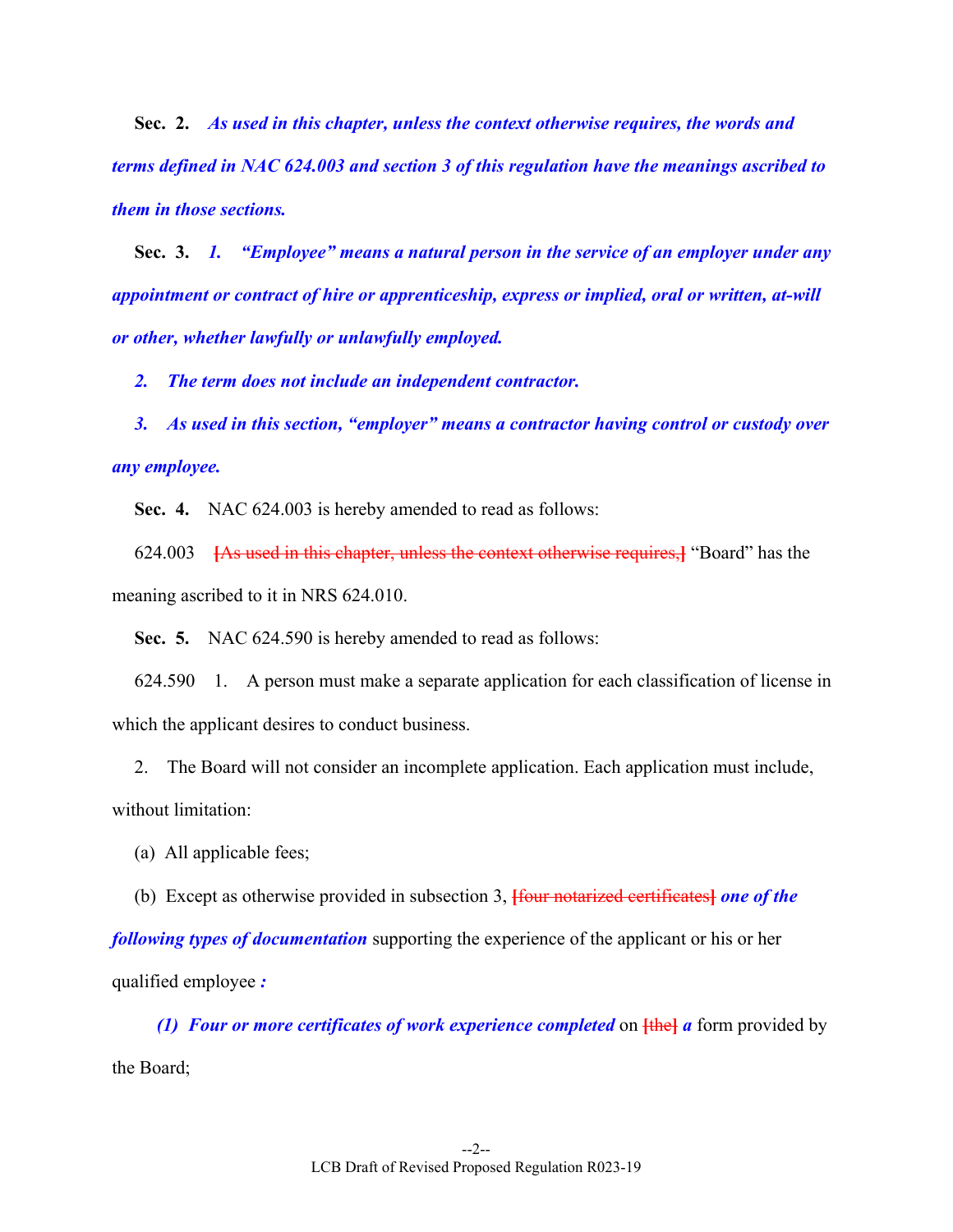**Sec. 2.** ***As used in this chapter, unless the context otherwise requires, the words and terms defined in NAC 624.003 and section 3 of this regulation have the meanings ascribed to them in those sections.***

**Sec. 3.** ***1. "Employee" means a natural person in the service of an employer under any appointment or contract of hire or apprenticeship, express or implied, oral or written, at-will or other, whether lawfully or unlawfully employed.***

***2. The term does not include an independent contractor.***

***3. As used in this section, "employer" means a contractor having control or custody over any employee.***

**Sec. 4.** NAC 624.003 is hereby amended to read as follows:

624.003 **[**~~As used in this chapter, unless the context otherwise requires,~~**]** "Board" has the meaning ascribed to it in NRS 624.010.

**Sec. 5.** NAC 624.590 is hereby amended to read as follows:

624.590 1. A person must make a separate application for each classification of license in which the applicant desires to conduct business.

2. The Board will not consider an incomplete application. Each application must include, without limitation:

(a) All applicable fees;

(b) Except as otherwise provided in subsection 3, **[**~~four notarized certificates~~**]** ***one of the following types of documentation*** supporting the experience of the applicant or his or her qualified employee ***:***

***(1) Four or more certificates of work experience completed*** on **[**~~the~~**]** ***a*** form provided by the Board;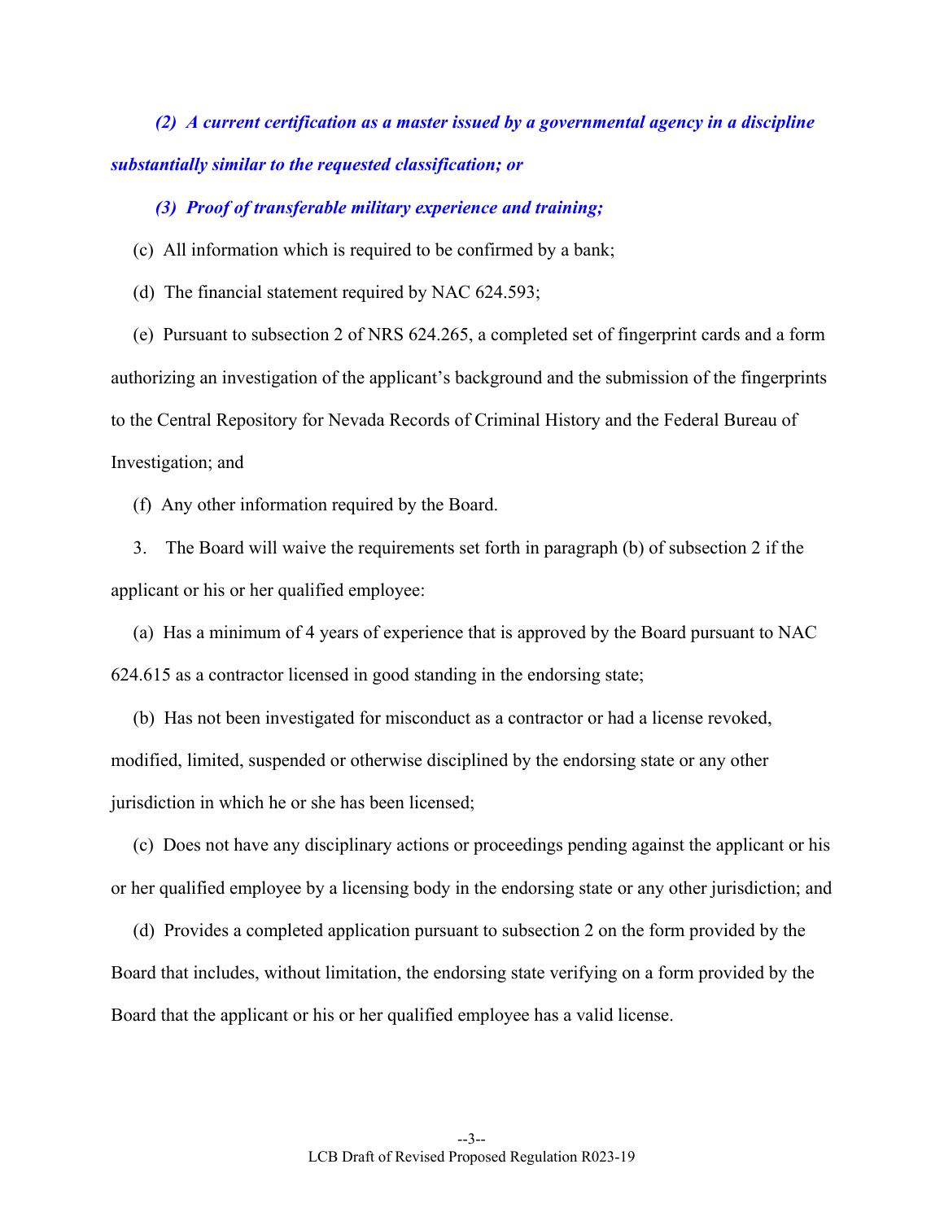*(2) A current certification as a master issued by a governmental agency in a discipline substantially similar to the requested classification; or*

*(3) Proof of transferable military experience and training;*

(c) All information which is required to be confirmed by a bank;

(d) The financial statement required by NAC 624.593;

(e) Pursuant to subsection 2 of NRS 624.265, a completed set of fingerprint cards and a form authorizing an investigation of the applicant's background and the submission of the fingerprints to the Central Repository for Nevada Records of Criminal History and the Federal Bureau of Investigation; and

(f) Any other information required by the Board.

3. The Board will waive the requirements set forth in paragraph (b) of subsection 2 if the applicant or his or her qualified employee:

(a) Has a minimum of 4 years of experience that is approved by the Board pursuant to NAC 624.615 as a contractor licensed in good standing in the endorsing state;

(b) Has not been investigated for misconduct as a contractor or had a license revoked, modified, limited, suspended or otherwise disciplined by the endorsing state or any other jurisdiction in which he or she has been licensed;

(c) Does not have any disciplinary actions or proceedings pending against the applicant or his or her qualified employee by a licensing body in the endorsing state or any other jurisdiction; and

(d) Provides a completed application pursuant to subsection 2 on the form provided by the Board that includes, without limitation, the endorsing state verifying on a form provided by the Board that the applicant or his or her qualified employee has a valid license.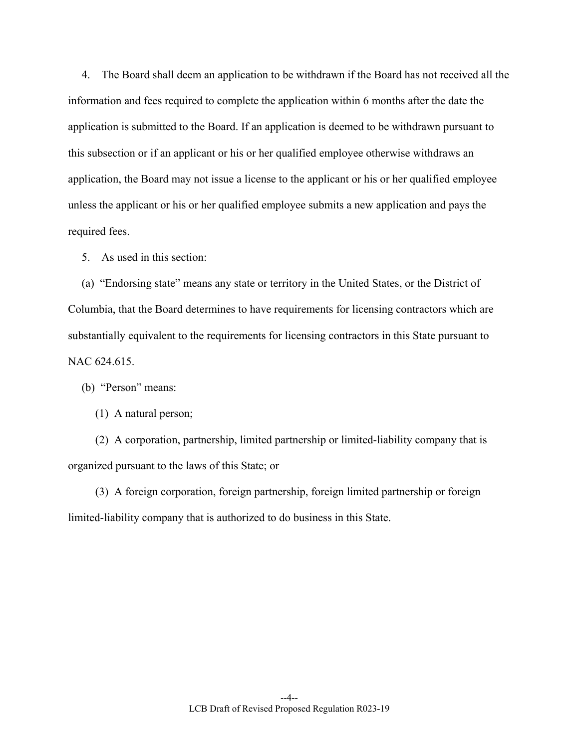4. The Board shall deem an application to be withdrawn if the Board has not received all the information and fees required to complete the application within 6 months after the date the application is submitted to the Board. If an application is deemed to be withdrawn pursuant to this subsection or if an applicant or his or her qualified employee otherwise withdraws an application, the Board may not issue a license to the applicant or his or her qualified employee unless the applicant or his or her qualified employee submits a new application and pays the required fees.

5. As used in this section:

(a) "Endorsing state" means any state or territory in the United States, or the District of Columbia, that the Board determines to have requirements for licensing contractors which are substantially equivalent to the requirements for licensing contractors in this State pursuant to NAC 624.615.

(b) "Person" means:

(1) A natural person;

(2) A corporation, partnership, limited partnership or limited-liability company that is organized pursuant to the laws of this State; or

(3) A foreign corporation, foreign partnership, foreign limited partnership or foreign limited-liability company that is authorized to do business in this State.